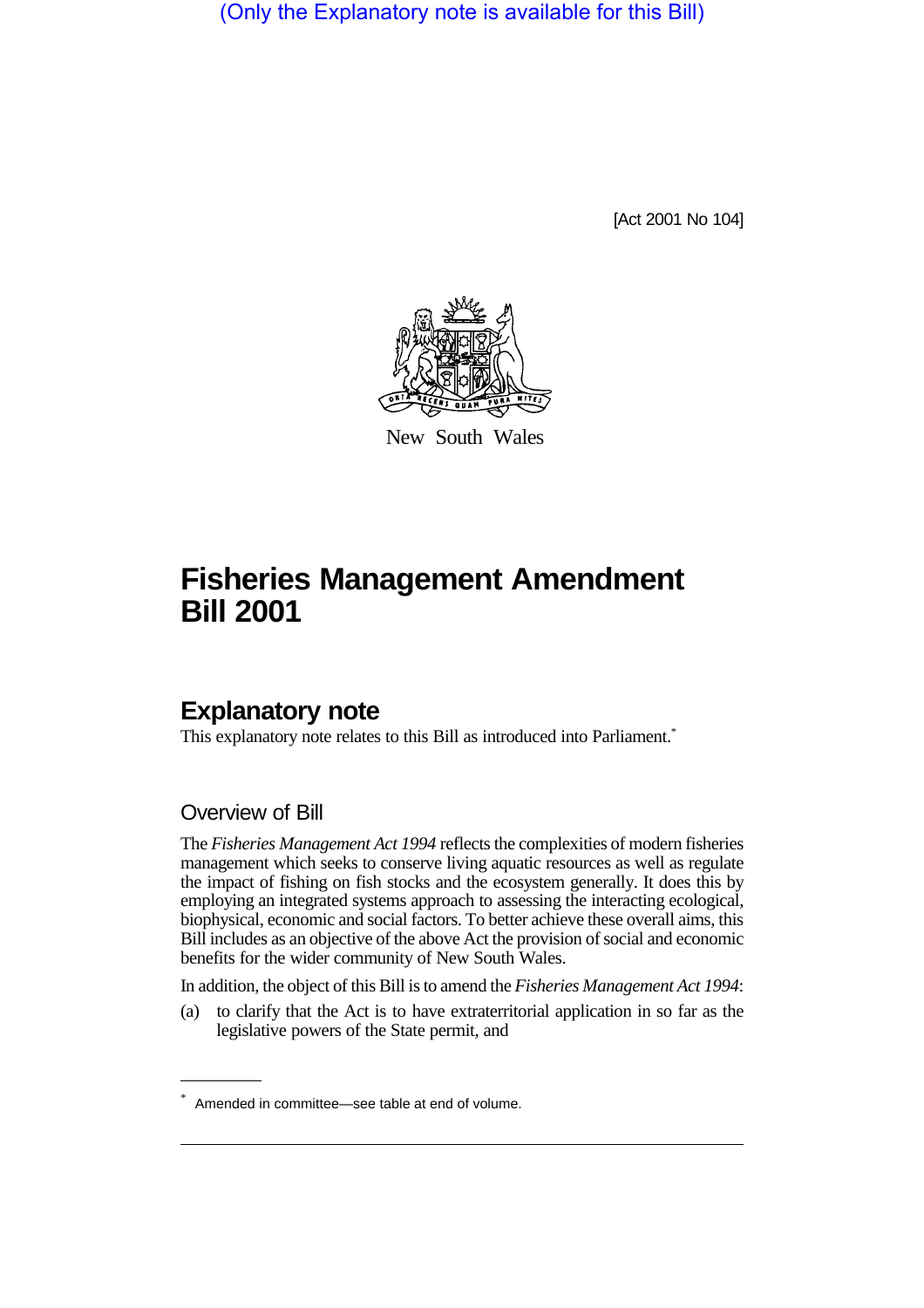(Only the Explanatory note is available for this Bill)

[Act 2001 No 104]

New South Wales

# Fisheries Management Amendment Bill 2001

## Explanatory note

This explanatory note relates to this Bill as introduced into Parliament.*

### Overview of Bill

The *Fisheries Management Act 1994* reflects the complexities of modern fisheries management which seeks to conserve living aquatic resources as well as regulate the impact of fishing on fish stocks and the ecosystem generally. It does this by employing an integrated systems approach to assessing the interacting ecological, biophysical, economic and social factors. To better achieve these overall aims, this Bill includes as an objective of the above Act the provision of social and economic benefits for the wider community of New South Wales.

In addition, the object of this Bill is to amend the *Fisheries Management Act 1994*:

(a) to clarify that the Act is to have extraterritorial application in so far as the legislative powers of the State permit, and

---

* Amended in committee—see table at end of volume.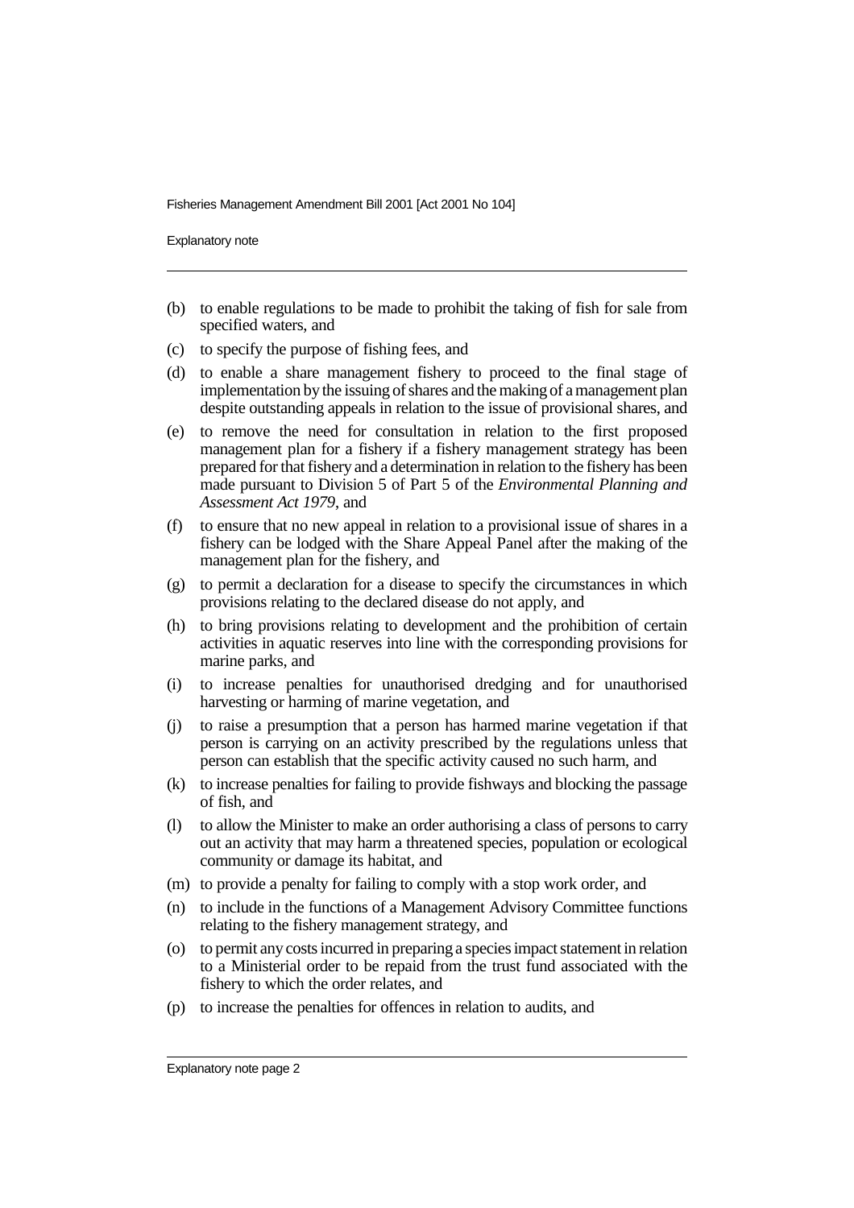- (b) to enable regulations to be made to prohibit the taking of fish for sale from specified waters, and
- (c) to specify the purpose of fishing fees, and
- (d) to enable a share management fishery to proceed to the final stage of implementation by the issuing of shares and the making of a management plan despite outstanding appeals in relation to the issue of provisional shares, and
- (e) to remove the need for consultation in relation to the first proposed management plan for a fishery if a fishery management strategy has been prepared for that fishery and a determination in relation to the fishery has been made pursuant to Division 5 of Part 5 of the *Environmental Planning and Assessment Act 1979*, and
- (f) to ensure that no new appeal in relation to a provisional issue of shares in a fishery can be lodged with the Share Appeal Panel after the making of the management plan for the fishery, and
- (g) to permit a declaration for a disease to specify the circumstances in which provisions relating to the declared disease do not apply, and
- (h) to bring provisions relating to development and the prohibition of certain activities in aquatic reserves into line with the corresponding provisions for marine parks, and
- (i) to increase penalties for unauthorised dredging and for unauthorised harvesting or harming of marine vegetation, and
- (j) to raise a presumption that a person has harmed marine vegetation if that person is carrying on an activity prescribed by the regulations unless that person can establish that the specific activity caused no such harm, and
- (k) to increase penalties for failing to provide fishways and blocking the passage of fish, and
- (l) to allow the Minister to make an order authorising a class of persons to carry out an activity that may harm a threatened species, population or ecological community or damage its habitat, and
- (m) to provide a penalty for failing to comply with a stop work order, and
- (n) to include in the functions of a Management Advisory Committee functions relating to the fishery management strategy, and
- (o) to permit any costs incurred in preparing a species impact statement in relation to a Ministerial order to be repaid from the trust fund associated with the fishery to which the order relates, and
- (p) to increase the penalties for offences in relation to audits, and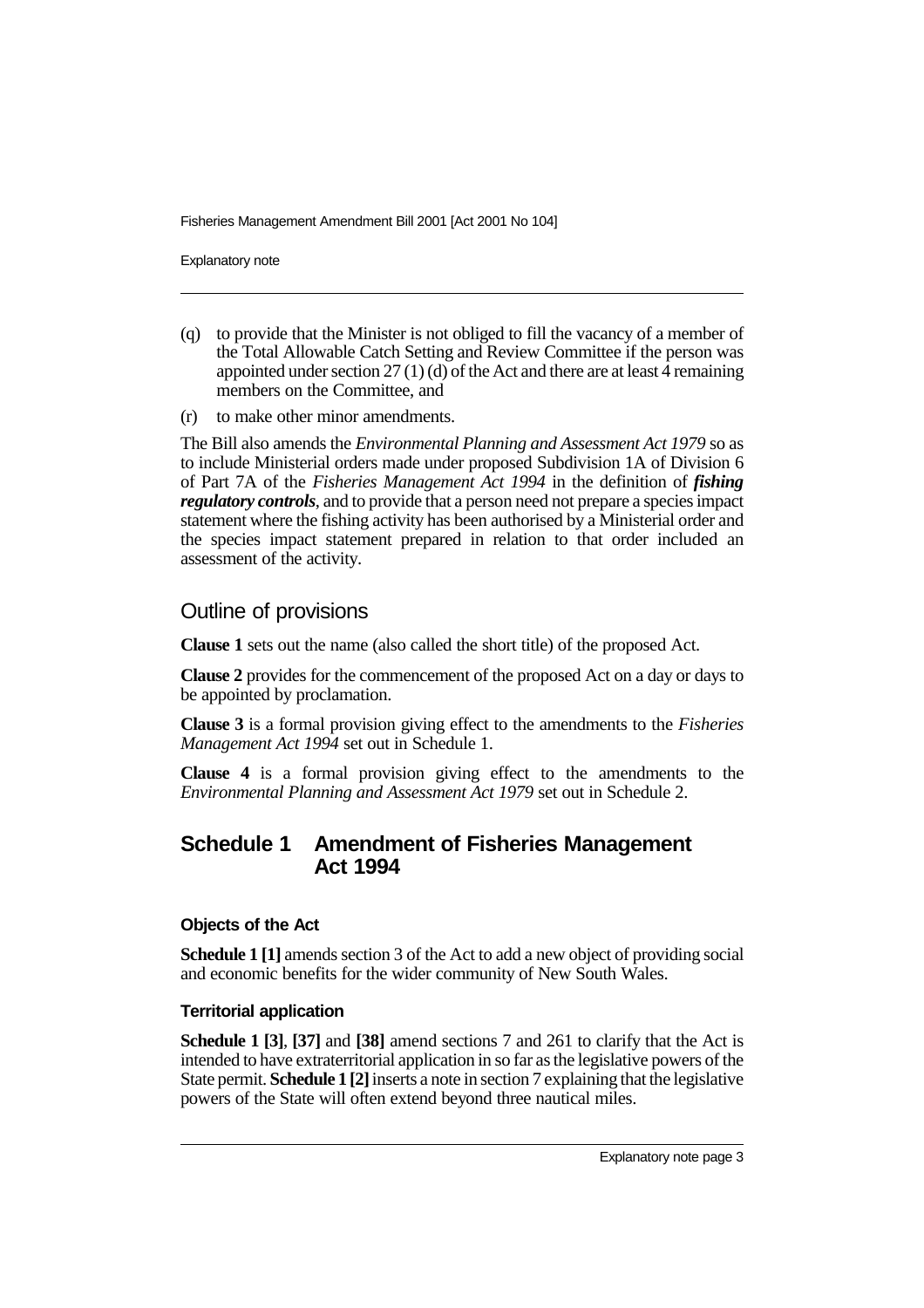(q) to provide that the Minister is not obliged to fill the vacancy of a member of the Total Allowable Catch Setting and Review Committee if the person was appointed under section 27 (1) (d) of the Act and there are at least 4 remaining members on the Committee, and

(r) to make other minor amendments.

The Bill also amends the *Environmental Planning and Assessment Act 1979* so as to include Ministerial orders made under proposed Subdivision 1A of Division 6 of Part 7A of the *Fisheries Management Act 1994* in the definition of ***fishing regulatory controls***, and to provide that a person need not prepare a species impact statement where the fishing activity has been authorised by a Ministerial order and the species impact statement prepared in relation to that order included an assessment of the activity.

## Outline of provisions

**Clause 1** sets out the name (also called the short title) of the proposed Act.

**Clause 2** provides for the commencement of the proposed Act on a day or days to be appointed by proclamation.

**Clause 3** is a formal provision giving effect to the amendments to the *Fisheries Management Act 1994* set out in Schedule 1.

**Clause 4** is a formal provision giving effect to the amendments to the *Environmental Planning and Assessment Act 1979* set out in Schedule 2.

## Schedule 1 Amendment of Fisheries Management Act 1994

### Objects of the Act

**Schedule 1 [1]** amends section 3 of the Act to add a new object of providing social and economic benefits for the wider community of New South Wales.

### Territorial application

**Schedule 1 [3]**, **[37]** and **[38]** amend sections 7 and 261 to clarify that the Act is intended to have extraterritorial application in so far as the legislative powers of the State permit. **Schedule 1 [2]** inserts a note in section 7 explaining that the legislative powers of the State will often extend beyond three nautical miles.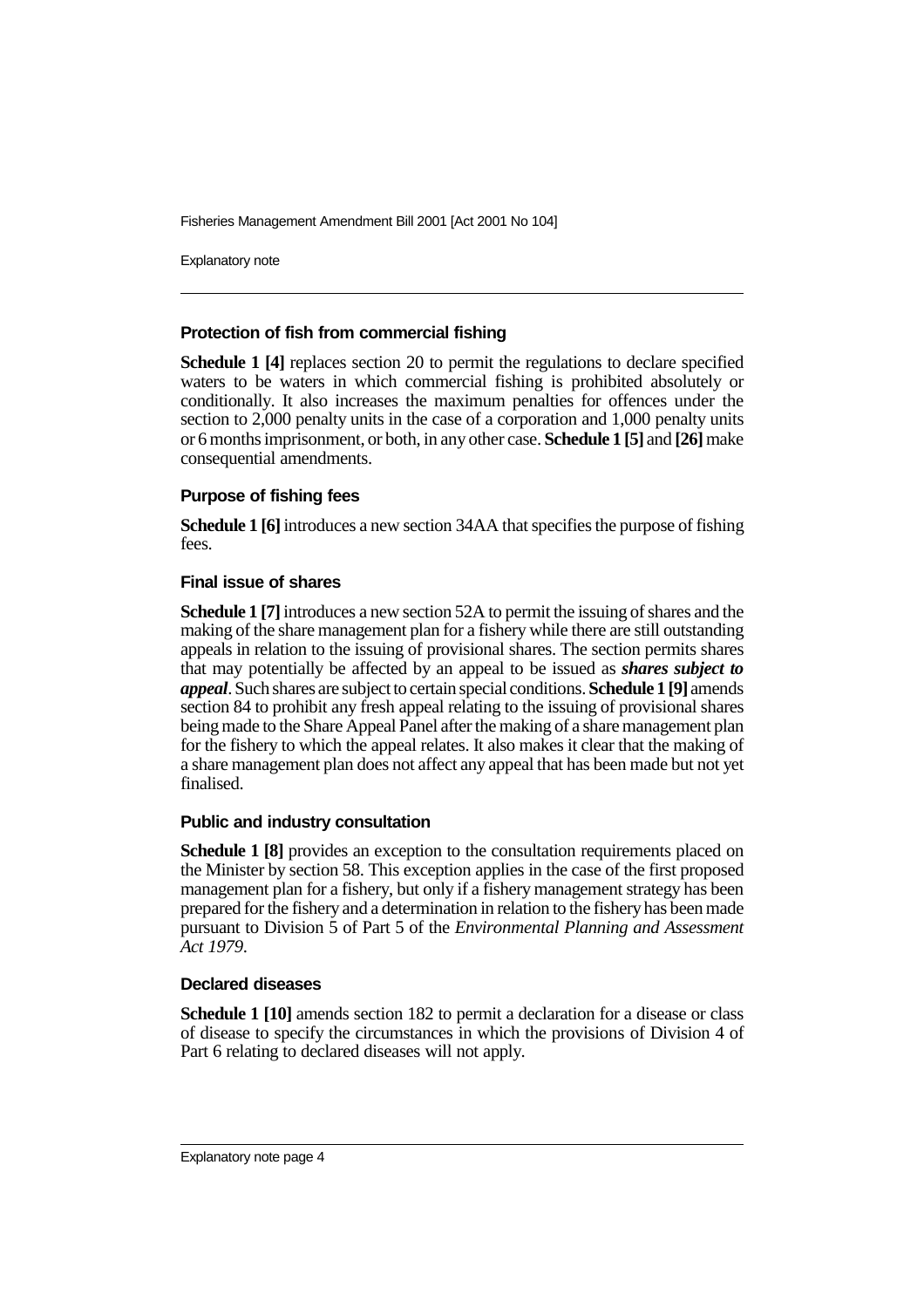### Protection of fish from commercial fishing

**Schedule 1 [4]** replaces section 20 to permit the regulations to declare specified waters to be waters in which commercial fishing is prohibited absolutely or conditionally. It also increases the maximum penalties for offences under the section to 2,000 penalty units in the case of a corporation and 1,000 penalty units or 6 months imprisonment, or both, in any other case. **Schedule 1 [5]** and **[26]** make consequential amendments.

### Purpose of fishing fees

**Schedule 1 [6]** introduces a new section 34AA that specifies the purpose of fishing fees.

### Final issue of shares

**Schedule 1 [7]** introduces a new section 52A to permit the issuing of shares and the making of the share management plan for a fishery while there are still outstanding appeals in relation to the issuing of provisional shares. The section permits shares that may potentially be affected by an appeal to be issued as ***shares subject to appeal***. Such shares are subject to certain special conditions. **Schedule 1 [9]** amends section 84 to prohibit any fresh appeal relating to the issuing of provisional shares being made to the Share Appeal Panel after the making of a share management plan for the fishery to which the appeal relates. It also makes it clear that the making of a share management plan does not affect any appeal that has been made but not yet finalised.

### Public and industry consultation

**Schedule 1 [8]** provides an exception to the consultation requirements placed on the Minister by section 58. This exception applies in the case of the first proposed management plan for a fishery, but only if a fishery management strategy has been prepared for the fishery and a determination in relation to the fishery has been made pursuant to Division 5 of Part 5 of the *Environmental Planning and Assessment Act 1979*.

### Declared diseases

**Schedule 1 [10]** amends section 182 to permit a declaration for a disease or class of disease to specify the circumstances in which the provisions of Division 4 of Part 6 relating to declared diseases will not apply.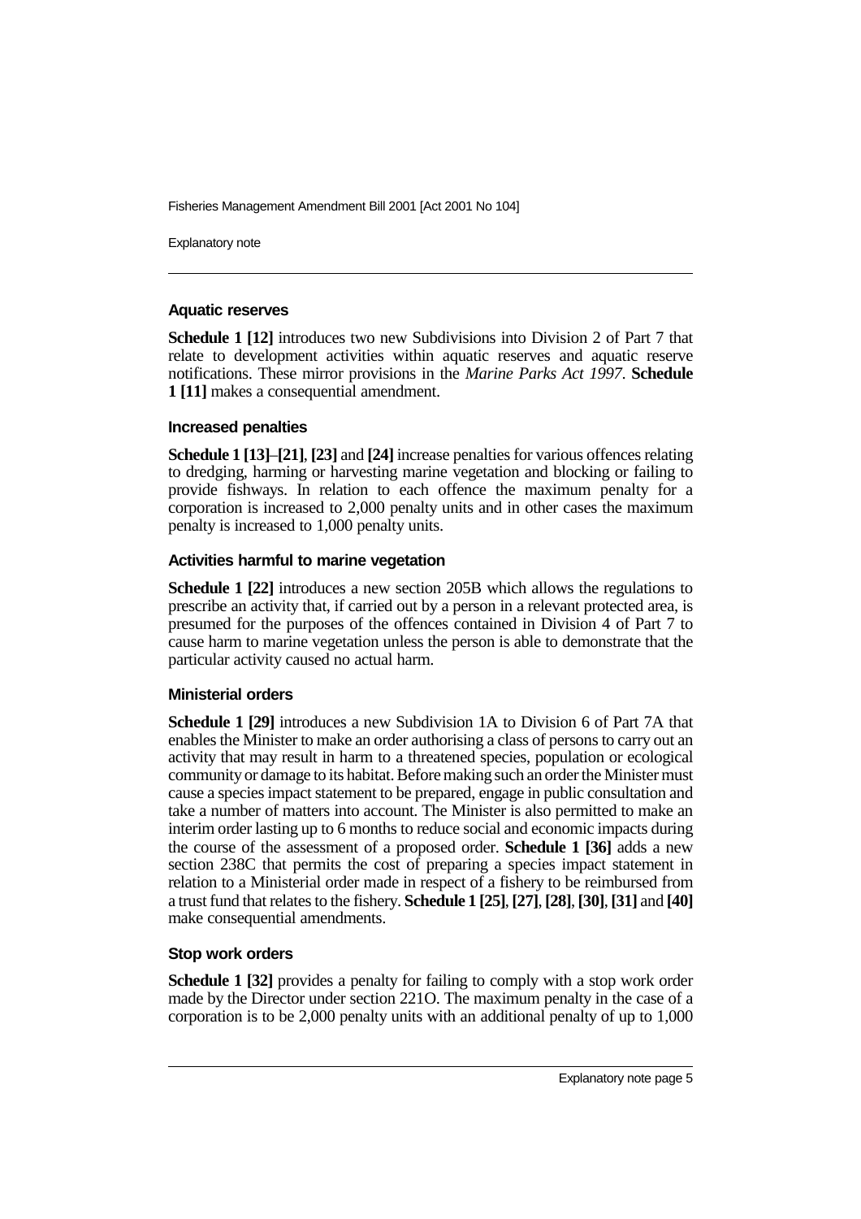### Aquatic reserves

**Schedule 1 [12]** introduces two new Subdivisions into Division 2 of Part 7 that relate to development activities within aquatic reserves and aquatic reserve notifications. These mirror provisions in the *Marine Parks Act 1997*. **Schedule 1 [11]** makes a consequential amendment.

### Increased penalties

**Schedule 1 [13]**–**[21]**, **[23]** and **[24]** increase penalties for various offences relating to dredging, harming or harvesting marine vegetation and blocking or failing to provide fishways. In relation to each offence the maximum penalty for a corporation is increased to 2,000 penalty units and in other cases the maximum penalty is increased to 1,000 penalty units.

### Activities harmful to marine vegetation

**Schedule 1 [22]** introduces a new section 205B which allows the regulations to prescribe an activity that, if carried out by a person in a relevant protected area, is presumed for the purposes of the offences contained in Division 4 of Part 7 to cause harm to marine vegetation unless the person is able to demonstrate that the particular activity caused no actual harm.

### Ministerial orders

**Schedule 1 [29]** introduces a new Subdivision 1A to Division 6 of Part 7A that enables the Minister to make an order authorising a class of persons to carry out an activity that may result in harm to a threatened species, population or ecological community or damage to its habitat. Before making such an order the Minister must cause a species impact statement to be prepared, engage in public consultation and take a number of matters into account. The Minister is also permitted to make an interim order lasting up to 6 months to reduce social and economic impacts during the course of the assessment of a proposed order. **Schedule 1 [36]** adds a new section 238C that permits the cost of preparing a species impact statement in relation to a Ministerial order made in respect of a fishery to be reimbursed from a trust fund that relates to the fishery. **Schedule 1 [25]**, **[27]**, **[28]**, **[30]**, **[31]** and **[40]** make consequential amendments.

### Stop work orders

**Schedule 1 [32]** provides a penalty for failing to comply with a stop work order made by the Director under section 221O. The maximum penalty in the case of a corporation is to be 2,000 penalty units with an additional penalty of up to 1,000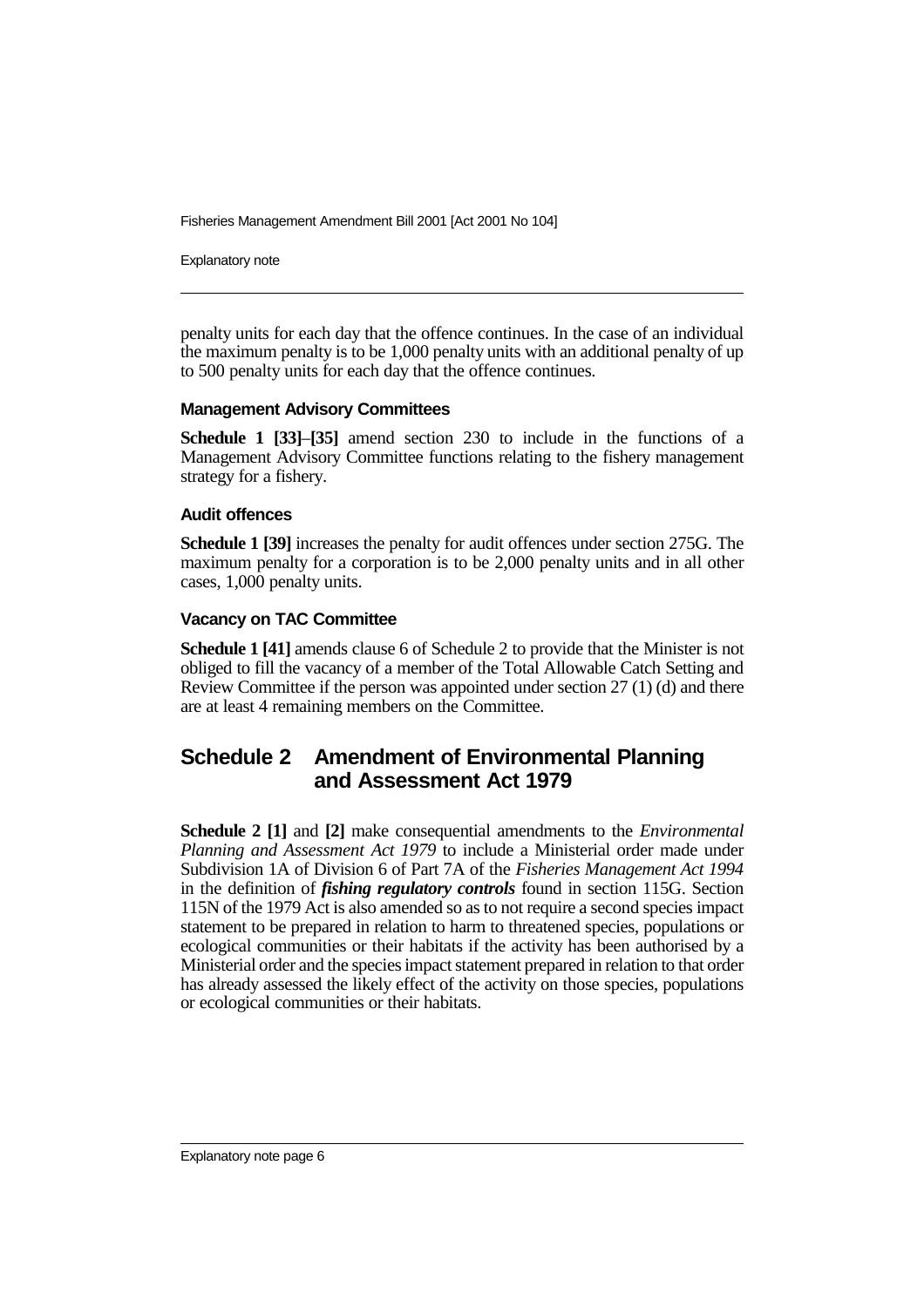penalty units for each day that the offence continues. In the case of an individual the maximum penalty is to be 1,000 penalty units with an additional penalty of up to 500 penalty units for each day that the offence continues.

### Management Advisory Committees

**Schedule 1 [33]–[35]** amend section 230 to include in the functions of a Management Advisory Committee functions relating to the fishery management strategy for a fishery.

### Audit offences

**Schedule 1 [39]** increases the penalty for audit offences under section 275G. The maximum penalty for a corporation is to be 2,000 penalty units and in all other cases, 1,000 penalty units.

### Vacancy on TAC Committee

**Schedule 1 [41]** amends clause 6 of Schedule 2 to provide that the Minister is not obliged to fill the vacancy of a member of the Total Allowable Catch Setting and Review Committee if the person was appointed under section 27 (1) (d) and there are at least 4 remaining members on the Committee.

## Schedule 2 Amendment of Environmental Planning and Assessment Act 1979

**Schedule 2 [1]** and **[2]** make consequential amendments to the *Environmental Planning and Assessment Act 1979* to include a Ministerial order made under Subdivision 1A of Division 6 of Part 7A of the *Fisheries Management Act 1994* in the definition of ***fishing regulatory controls*** found in section 115G. Section 115N of the 1979 Act is also amended so as to not require a second species impact statement to be prepared in relation to harm to threatened species, populations or ecological communities or their habitats if the activity has been authorised by a Ministerial order and the species impact statement prepared in relation to that order has already assessed the likely effect of the activity on those species, populations or ecological communities or their habitats.